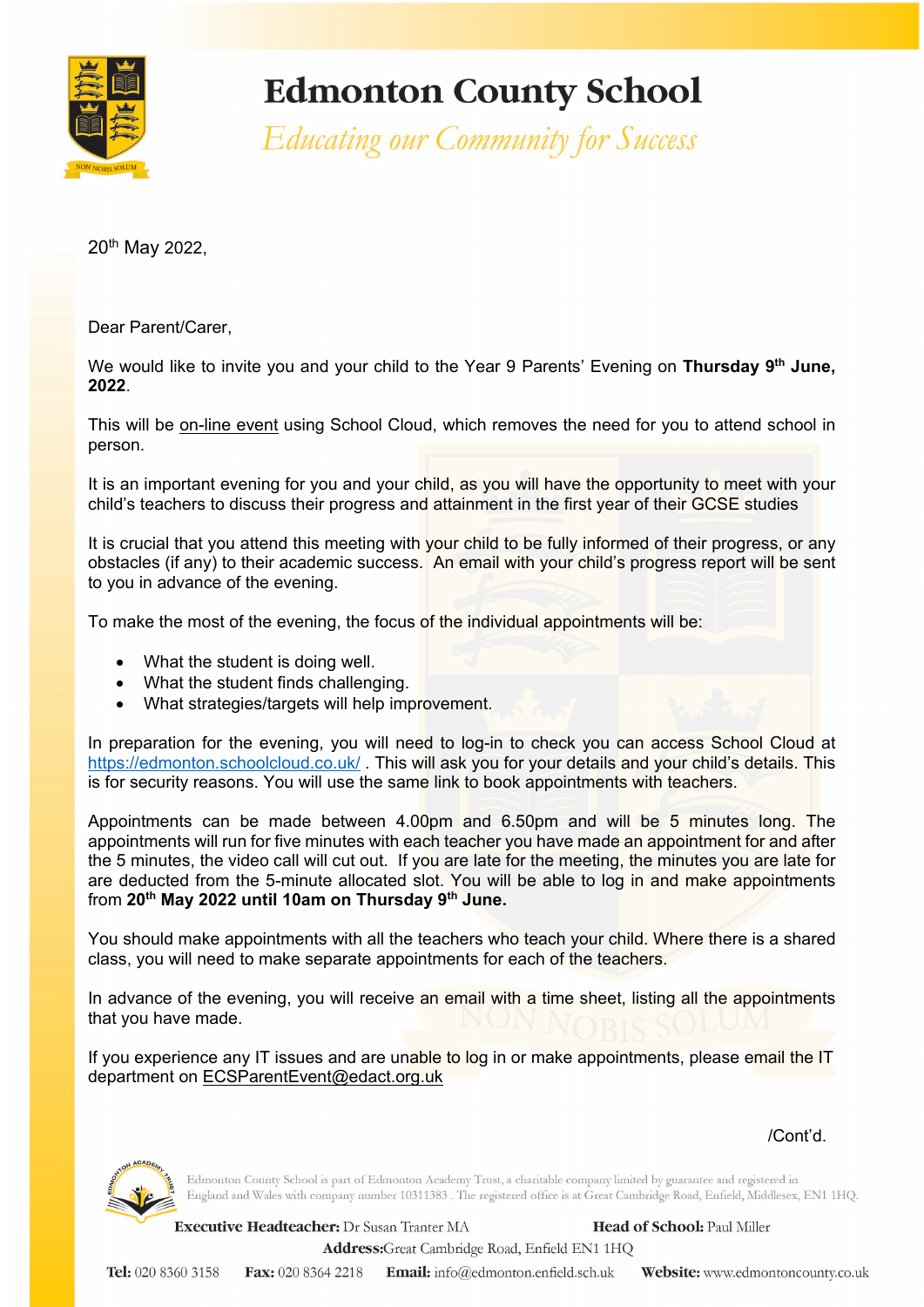# Edmonton County School

*Educating our Community for Success*

20th May 2022,

Dear Parent/Carer,

We would like to invite you and your child to the Year 9 Parents' Evening on **Thursday 9th June, 2022**.

This will be on-line event using School Cloud, which removes the need for you to attend school in person.

It is an important evening for you and your child, as you will have the opportunity to meet with your child's teachers to discuss their progress and attainment in the first year of their GCSE studies

It is crucial that you attend this meeting with your child to be fully informed of their progress, or any obstacles (if any) to their academic success. An email with your child's progress report will be sent to you in advance of the evening.

To make the most of the evening, the focus of the individual appointments will be:

- What the student is doing well.
- What the student finds challenging.
- What strategies/targets will help improvement.

In preparation for the evening, you will need to log-in to check you can access School Cloud at https://edmonton.schoolcloud.co.uk/ . This will ask you for your details and your child's details. This is for security reasons. You will use the same link to book appointments with teachers.

Appointments can be made between 4.00pm and 6.50pm and will be 5 minutes long. The appointments will run for five minutes with each teacher you have made an appointment for and after the 5 minutes, the video call will cut out. If you are late for the meeting, the minutes you are late for are deducted from the 5-minute allocated slot. You will be able to log in and make appointments from **20th May 2022 until 10am on Thursday 9th June.**

You should make appointments with all the teachers who teach your child. Where there is a shared class, you will need to make separate appointments for each of the teachers.

In advance of the evening, you will receive an email with a time sheet, listing all the appointments that you have made.

If you experience any IT issues and are unable to log in or make appointments, please email the IT department on ECSParentEvent@edact.org.uk

/Cont'd.

Edmonton County School is part of Edmonton Academy Trust, a charitable company limited by guarantee and registered in England and Wales with company number 10311383 . The registered office is at Great Cambridge Road, Enfield, Middlesex, EN1 1HQ.

**Executive Headteacher:** Dr Susan Tranter MA **Head of School:** Paul Miller

**Address:** Great Cambridge Road, Enfield EN1 1HQ

**Tel:** 020 8360 3158 **Fax:** 020 8364 2218 **Email:** info@edmonton.enfield.sch.uk **Website:** www.edmontoncounty.co.uk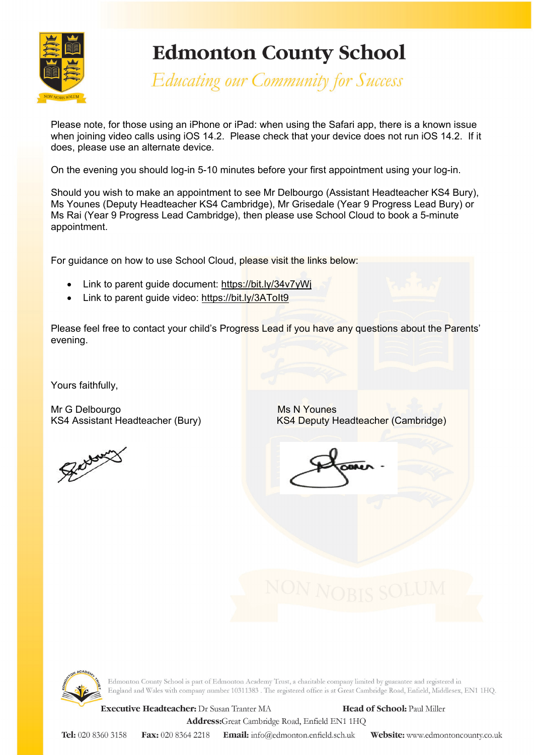# Edmonton County School

*Educating our Community for Success*

Please note, for those using an iPhone or iPad: when using the Safari app, there is a known issue when joining video calls using iOS 14.2. Please check that your device does not run iOS 14.2. If it does, please use an alternate device.

On the evening you should log-in 5-10 minutes before your first appointment using your log-in.

Should you wish to make an appointment to see Mr Delbourgo (Assistant Headteacher KS4 Bury), Ms Younes (Deputy Headteacher KS4 Cambridge), Mr Grisedale (Year 9 Progress Lead Bury) or Ms Rai (Year 9 Progress Lead Cambridge), then please use School Cloud to book a 5-minute appointment.

For guidance on how to use School Cloud, please visit the links below:

- Link to parent guide document: https://bit.ly/34v7yWj
- Link to parent guide video: https://bit.ly/3ATolt9

Please feel free to contact your child's Progress Lead if you have any questions about the Parents' evening.

Yours faithfully,

Mr G Delbourgo
KS4 Assistant Headteacher (Bury)

Ms N Younes
KS4 Deputy Headteacher (Cambridge)

Edmonton County School is part of Edmonton Academy Trust, a charitable company limited by guarantee and registered in England and Wales with company number 10311383 . The registered office is at Great Cambridge Road, Enfield, Middlesex, EN1 1HQ.

**Executive Headteacher:** Dr Susan Tranter MA **Head of School:** Paul Miller

**Address:** Great Cambridge Road, Enfield EN1 1HQ

**Tel:** 020 8360 3158 **Fax:** 020 8364 2218 **Email:** info@edmonton.enfield.sch.uk **Website:** www.edmontoncounty.co.uk